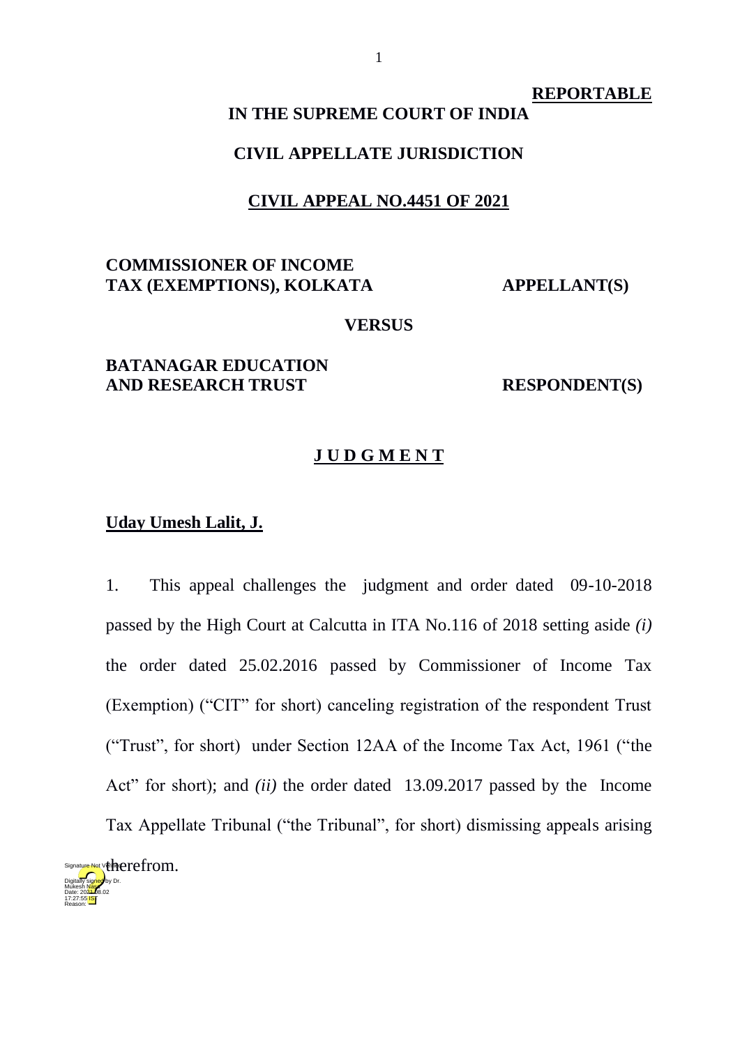**REPORTABLE**

**IN THE SUPREME COURT OF INDIA**

**CIVIL APPELLATE JURISDICTION**

**CIVIL APPEAL NO.4451 OF 2021**

**COMMISSIONER OF INCOME TAX (EXEMPTIONS), KOLKATA** **APPELLANT(S)**

**VERSUS**

**BATANAGAR EDUCATION AND RESEARCH TRUST** **RESPONDENT(S)**

**J U D G M E N T**

**Uday Umesh Lalit, J.**

1. This appeal challenges the judgment and order dated 09-10-2018 passed by the High Court at Calcutta in ITA No.116 of 2018 setting aside *(i)* the order dated 25.02.2016 passed by Commissioner of Income Tax (Exemption) ("CIT" for short) canceling registration of the respondent Trust ("Trust", for short) under Section 12AA of the Income Tax Act, 1961 ("the Act" for short); and *(ii)* the order dated 13.09.2017 passed by the Income Tax Appellate Tribunal ("the Tribunal", for short) dismissing appeals arising therefrom.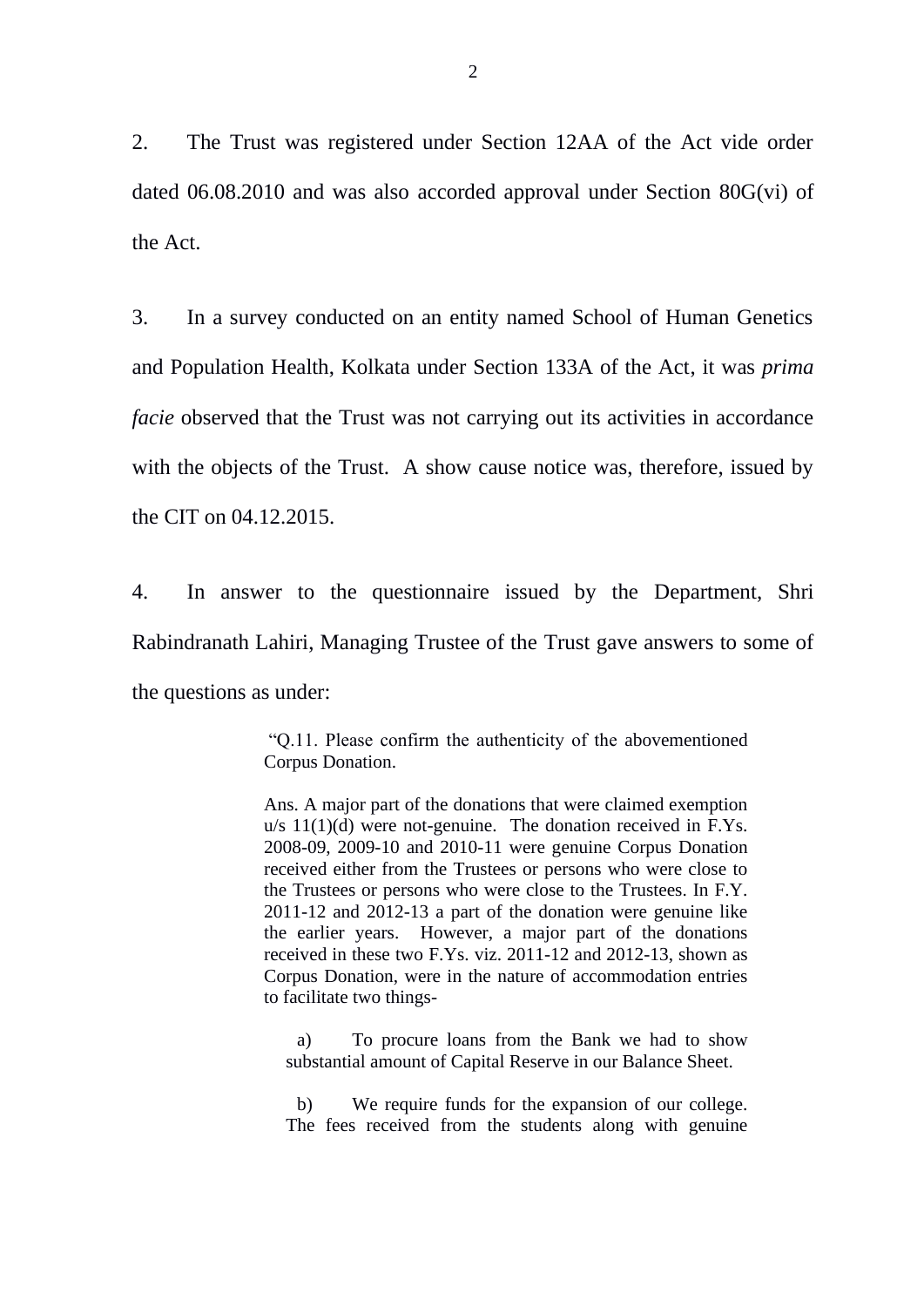2. The Trust was registered under Section 12AA of the Act vide order dated 06.08.2010 and was also accorded approval under Section 80G(vi) of the Act.

3. In a survey conducted on an entity named School of Human Genetics and Population Health, Kolkata under Section 133A of the Act, it was *prima facie* observed that the Trust was not carrying out its activities in accordance with the objects of the Trust. A show cause notice was, therefore, issued by the CIT on 04.12.2015.

4. In answer to the questionnaire issued by the Department, Shri Rabindranath Lahiri, Managing Trustee of the Trust gave answers to some of the questions as under:

> "Q.11. Please confirm the authenticity of the abovementioned Corpus Donation.
>
> Ans. A major part of the donations that were claimed exemption u/s 11(1)(d) were not-genuine. The donation received in F.Ys. 2008-09, 2009-10 and 2010-11 were genuine Corpus Donation received either from the Trustees or persons who were close to the Trustees or persons who were close to the Trustees. In F.Y. 2011-12 and 2012-13 a part of the donation were genuine like the earlier years. However, a major part of the donations received in these two F.Ys. viz. 2011-12 and 2012-13, shown as Corpus Donation, were in the nature of accommodation entries to facilitate two things-
>
> a) To procure loans from the Bank we had to show substantial amount of Capital Reserve in our Balance Sheet.
>
> b) We require funds for the expansion of our college. The fees received from the students along with genuine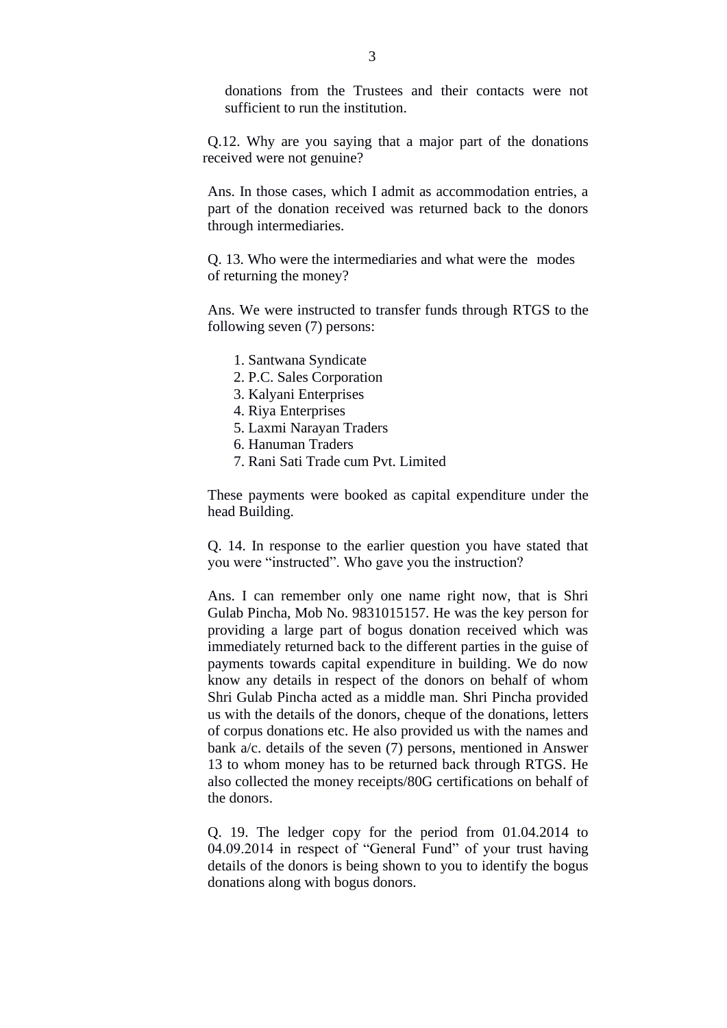donations from the Trustees and their contacts were not sufficient to run the institution.

Q.12. Why are you saying that a major part of the donations received were not genuine?

Ans. In those cases, which I admit as accommodation entries, a part of the donation received was returned back to the donors through intermediaries.

Q. 13. Who were the intermediaries and what were the modes of returning the money?

Ans. We were instructed to transfer funds through RTGS to the following seven (7) persons:

1. Santwana Syndicate
2. P.C. Sales Corporation
3. Kalyani Enterprises
4. Riya Enterprises
5. Laxmi Narayan Traders
6. Hanuman Traders
7. Rani Sati Trade cum Pvt. Limited

These payments were booked as capital expenditure under the head Building.

Q. 14. In response to the earlier question you have stated that you were "instructed". Who gave you the instruction?

Ans. I can remember only one name right now, that is Shri Gulab Pincha, Mob No. 9831015157. He was the key person for providing a large part of bogus donation received which was immediately returned back to the different parties in the guise of payments towards capital expenditure in building. We do now know any details in respect of the donors on behalf of whom Shri Gulab Pincha acted as a middle man. Shri Pincha provided us with the details of the donors, cheque of the donations, letters of corpus donations etc. He also provided us with the names and bank a/c. details of the seven (7) persons, mentioned in Answer 13 to whom money has to be returned back through RTGS. He also collected the money receipts/80G certifications on behalf of the donors.

Q. 19. The ledger copy for the period from 01.04.2014 to 04.09.2014 in respect of "General Fund" of your trust having details of the donors is being shown to you to identify the bogus donations along with bogus donors.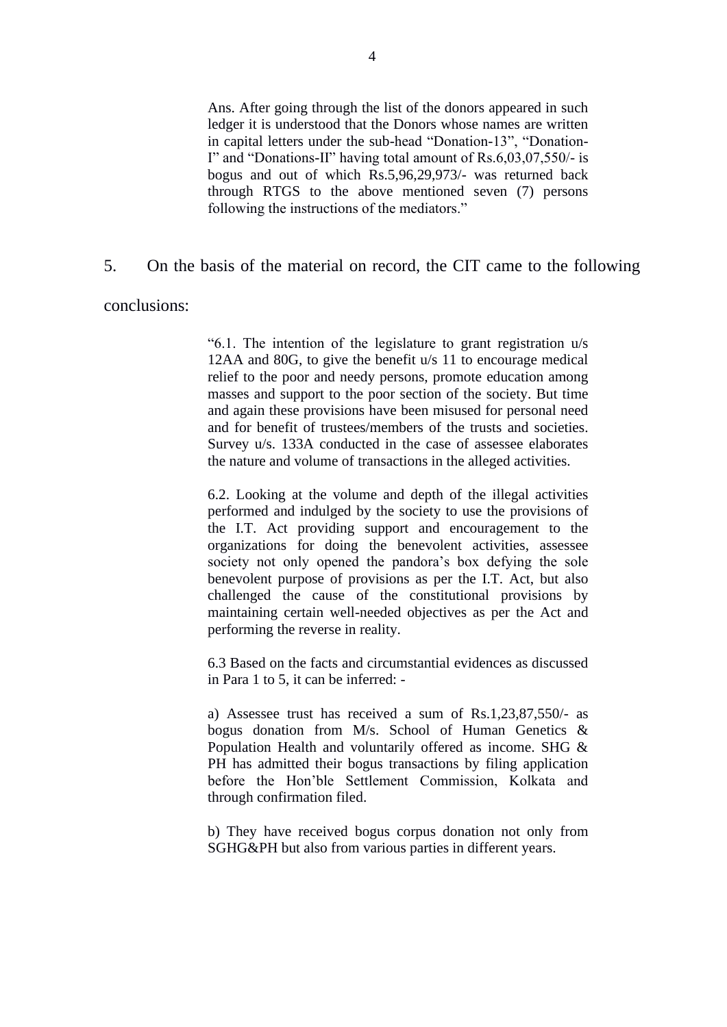> Ans. After going through the list of the donors appeared in such ledger it is understood that the Donors whose names are written in capital letters under the sub-head "Donation-13", "Donation-I" and "Donations-II" having total amount of Rs.6,03,07,550/- is bogus and out of which Rs.5,96,29,973/- was returned back through RTGS to the above mentioned seven (7) persons following the instructions of the mediators."

5. On the basis of the material on record, the CIT came to the following conclusions:

> "6.1. The intention of the legislature to grant registration u/s 12AA and 80G, to give the benefit u/s 11 to encourage medical relief to the poor and needy persons, promote education among masses and support to the poor section of the society. But time and again these provisions have been misused for personal need and for benefit of trustees/members of the trusts and societies. Survey u/s. 133A conducted in the case of assessee elaborates the nature and volume of transactions in the alleged activities.
>
> 6.2. Looking at the volume and depth of the illegal activities performed and indulged by the society to use the provisions of the I.T. Act providing support and encouragement to the organizations for doing the benevolent activities, assessee society not only opened the pandora's box defying the sole benevolent purpose of provisions as per the I.T. Act, but also challenged the cause of the constitutional provisions by maintaining certain well-needed objectives as per the Act and performing the reverse in reality.
>
> 6.3 Based on the facts and circumstantial evidences as discussed in Para 1 to 5, it can be inferred: -
>
> a) Assessee trust has received a sum of Rs.1,23,87,550/- as bogus donation from M/s. School of Human Genetics & Population Health and voluntarily offered as income. SHG & PH has admitted their bogus transactions by filing application before the Hon'ble Settlement Commission, Kolkata and through confirmation filed.
>
> b) They have received bogus corpus donation not only from SGHG&PH but also from various parties in different years.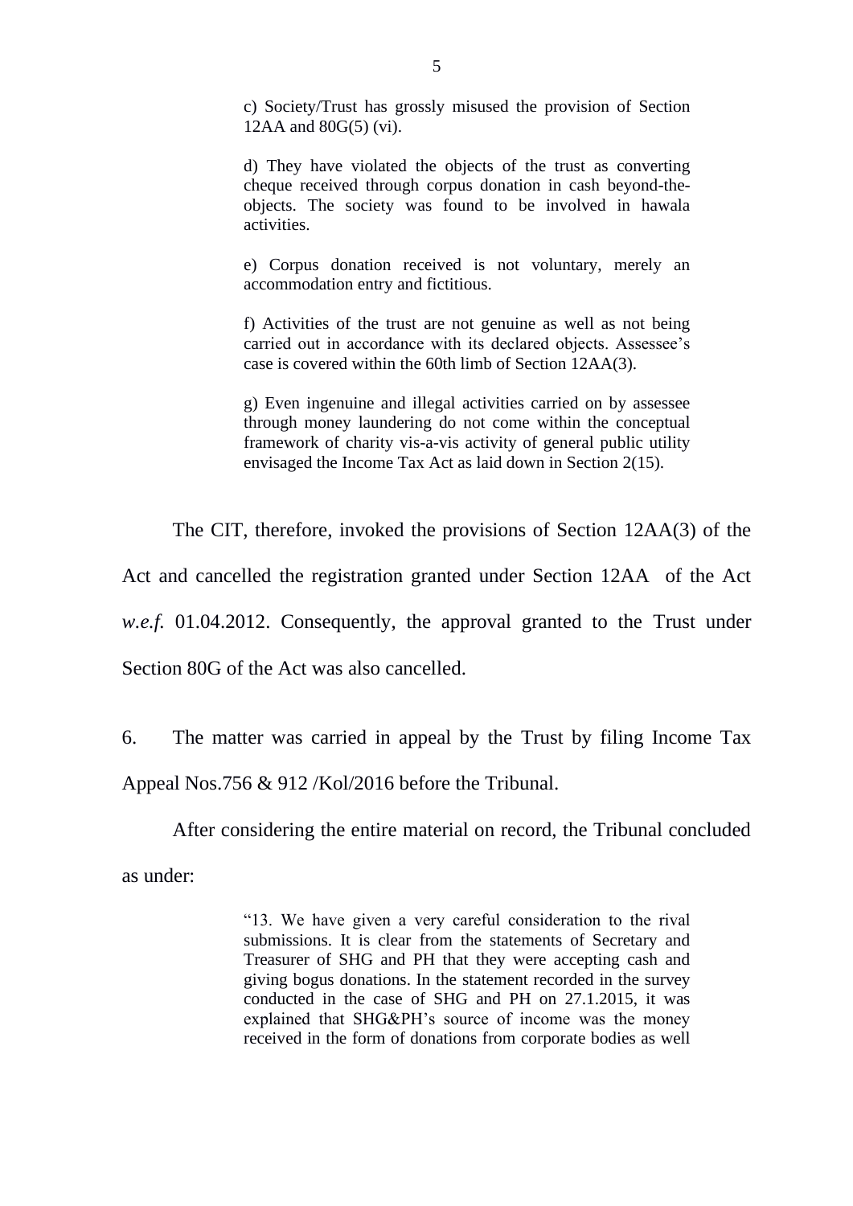> c) Society/Trust has grossly misused the provision of Section 12AA and 80G(5) (vi).
>
> d) They have violated the objects of the trust as converting cheque received through corpus donation in cash beyond-the-objects. The society was found to be involved in hawala activities.
>
> e) Corpus donation received is not voluntary, merely an accommodation entry and fictitious.
>
> f) Activities of the trust are not genuine as well as not being carried out in accordance with its declared objects. Assessee's case is covered within the 60th limb of Section 12AA(3).
>
> g) Even ingenuine and illegal activities carried on by assessee through money laundering do not come within the conceptual framework of charity vis-a-vis activity of general public utility envisaged the Income Tax Act as laid down in Section 2(15).

The CIT, therefore, invoked the provisions of Section 12AA(3) of the Act and cancelled the registration granted under Section 12AA of the Act *w.e.f.* 01.04.2012. Consequently, the approval granted to the Trust under Section 80G of the Act was also cancelled.

6. The matter was carried in appeal by the Trust by filing Income Tax Appeal Nos.756 & 912 /Kol/2016 before the Tribunal.

After considering the entire material on record, the Tribunal concluded as under:

> "13. We have given a very careful consideration to the rival submissions. It is clear from the statements of Secretary and Treasurer of SHG and PH that they were accepting cash and giving bogus donations. In the statement recorded in the survey conducted in the case of SHG and PH on 27.1.2015, it was explained that SHG&PH's source of income was the money received in the form of donations from corporate bodies as well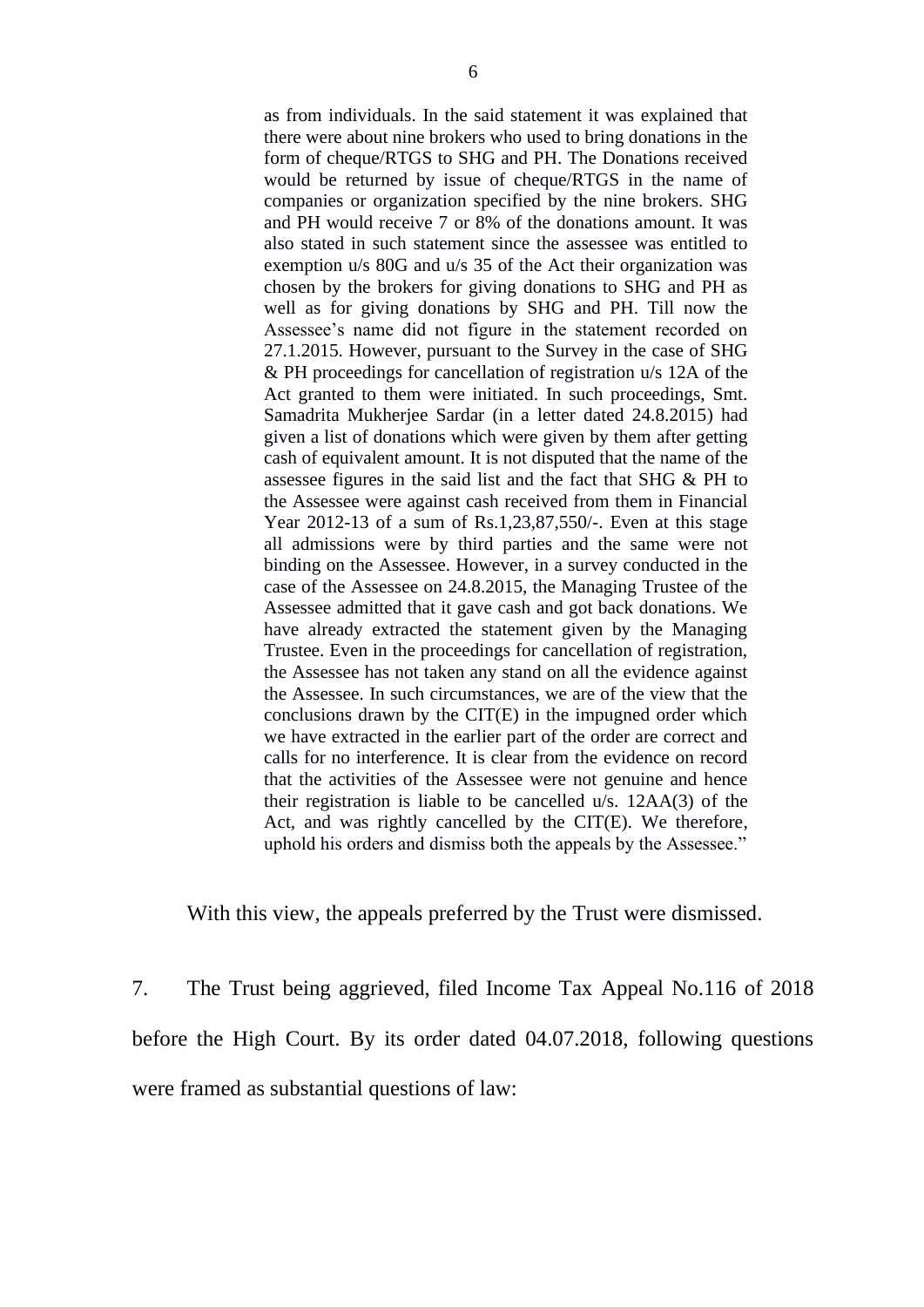> as from individuals. In the said statement it was explained that there were about nine brokers who used to bring donations in the form of cheque/RTGS to SHG and PH. The Donations received would be returned by issue of cheque/RTGS in the name of companies or organization specified by the nine brokers. SHG and PH would receive 7 or 8% of the donations amount. It was also stated in such statement since the assessee was entitled to exemption u/s 80G and u/s 35 of the Act their organization was chosen by the brokers for giving donations to SHG and PH as well as for giving donations by SHG and PH. Till now the Assessee's name did not figure in the statement recorded on 27.1.2015. However, pursuant to the Survey in the case of SHG & PH proceedings for cancellation of registration u/s 12A of the Act granted to them were initiated. In such proceedings, Smt. Samadrita Mukherjee Sardar (in a letter dated 24.8.2015) had given a list of donations which were given by them after getting cash of equivalent amount. It is not disputed that the name of the assessee figures in the said list and the fact that SHG & PH to the Assessee were against cash received from them in Financial Year 2012-13 of a sum of Rs.1,23,87,550/-. Even at this stage all admissions were by third parties and the same were not binding on the Assessee. However, in a survey conducted in the case of the Assessee on 24.8.2015, the Managing Trustee of the Assessee admitted that it gave cash and got back donations. We have already extracted the statement given by the Managing Trustee. Even in the proceedings for cancellation of registration, the Assessee has not taken any stand on all the evidence against the Assessee. In such circumstances, we are of the view that the conclusions drawn by the CIT(E) in the impugned order which we have extracted in the earlier part of the order are correct and calls for no interference. It is clear from the evidence on record that the activities of the Assessee were not genuine and hence their registration is liable to be cancelled u/s. 12AA(3) of the Act, and was rightly cancelled by the CIT(E). We therefore, uphold his orders and dismiss both the appeals by the Assessee."

With this view, the appeals preferred by the Trust were dismissed.

7. The Trust being aggrieved, filed Income Tax Appeal No.116 of 2018 before the High Court. By its order dated 04.07.2018, following questions were framed as substantial questions of law: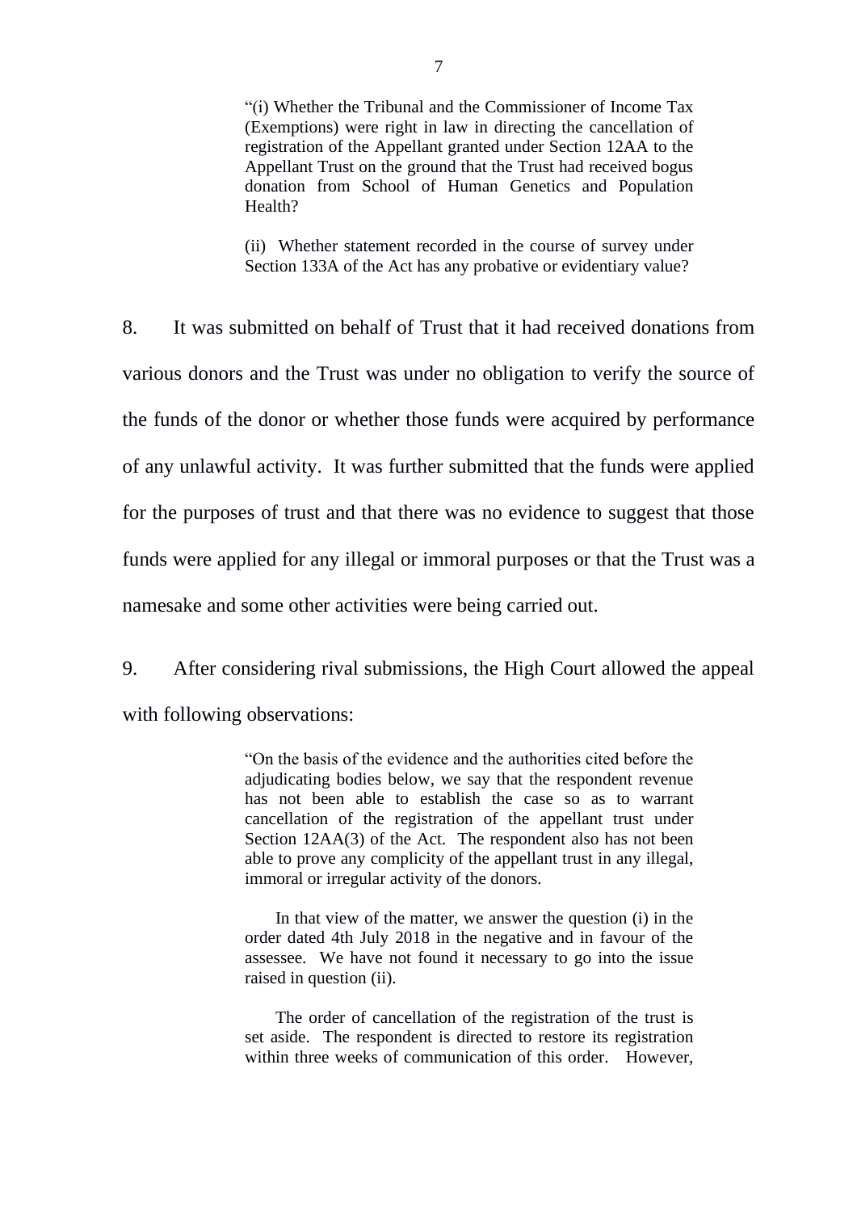> "(i) Whether the Tribunal and the Commissioner of Income Tax (Exemptions) were right in law in directing the cancellation of registration of the Appellant granted under Section 12AA to the Appellant Trust on the ground that the Trust had received bogus donation from School of Human Genetics and Population Health?
>
> (ii) Whether statement recorded in the course of survey under Section 133A of the Act has any probative or evidentiary value?

8. It was submitted on behalf of Trust that it had received donations from various donors and the Trust was under no obligation to verify the source of the funds of the donor or whether those funds were acquired by performance of any unlawful activity. It was further submitted that the funds were applied for the purposes of trust and that there was no evidence to suggest that those funds were applied for any illegal or immoral purposes or that the Trust was a namesake and some other activities were being carried out.

9. After considering rival submissions, the High Court allowed the appeal with following observations:

> "On the basis of the evidence and the authorities cited before the adjudicating bodies below, we say that the respondent revenue has not been able to establish the case so as to warrant cancellation of the registration of the appellant trust under Section 12AA(3) of the Act. The respondent also has not been able to prove any complicity of the appellant trust in any illegal, immoral or irregular activity of the donors.
>
> In that view of the matter, we answer the question (i) in the order dated 4th July 2018 in the negative and in favour of the assessee. We have not found it necessary to go into the issue raised in question (ii).
>
> The order of cancellation of the registration of the trust is set aside. The respondent is directed to restore its registration within three weeks of communication of this order. However,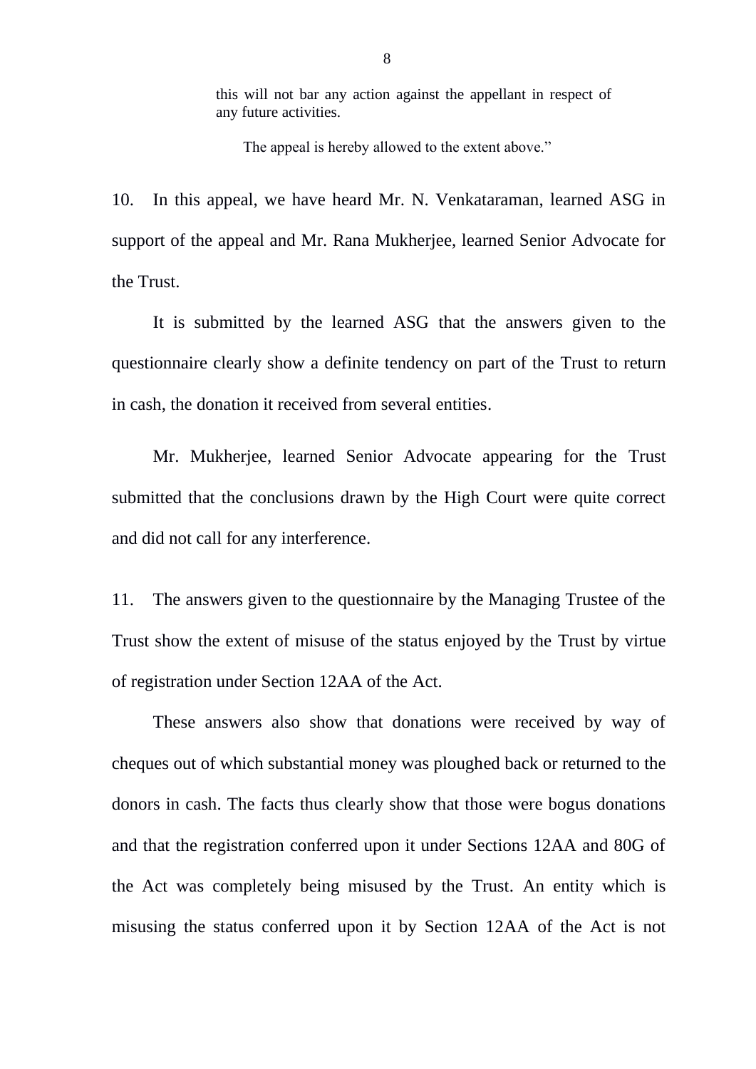> this will not bar any action against the appellant in respect of any future activities.
>
> The appeal is hereby allowed to the extent above."

10. In this appeal, we have heard Mr. N. Venkataraman, learned ASG in support of the appeal and Mr. Rana Mukherjee, learned Senior Advocate for the Trust.

It is submitted by the learned ASG that the answers given to the questionnaire clearly show a definite tendency on part of the Trust to return in cash, the donation it received from several entities.

Mr. Mukherjee, learned Senior Advocate appearing for the Trust submitted that the conclusions drawn by the High Court were quite correct and did not call for any interference.

11. The answers given to the questionnaire by the Managing Trustee of the Trust show the extent of misuse of the status enjoyed by the Trust by virtue of registration under Section 12AA of the Act.

These answers also show that donations were received by way of cheques out of which substantial money was ploughed back or returned to the donors in cash. The facts thus clearly show that those were bogus donations and that the registration conferred upon it under Sections 12AA and 80G of the Act was completely being misused by the Trust. An entity which is misusing the status conferred upon it by Section 12AA of the Act is not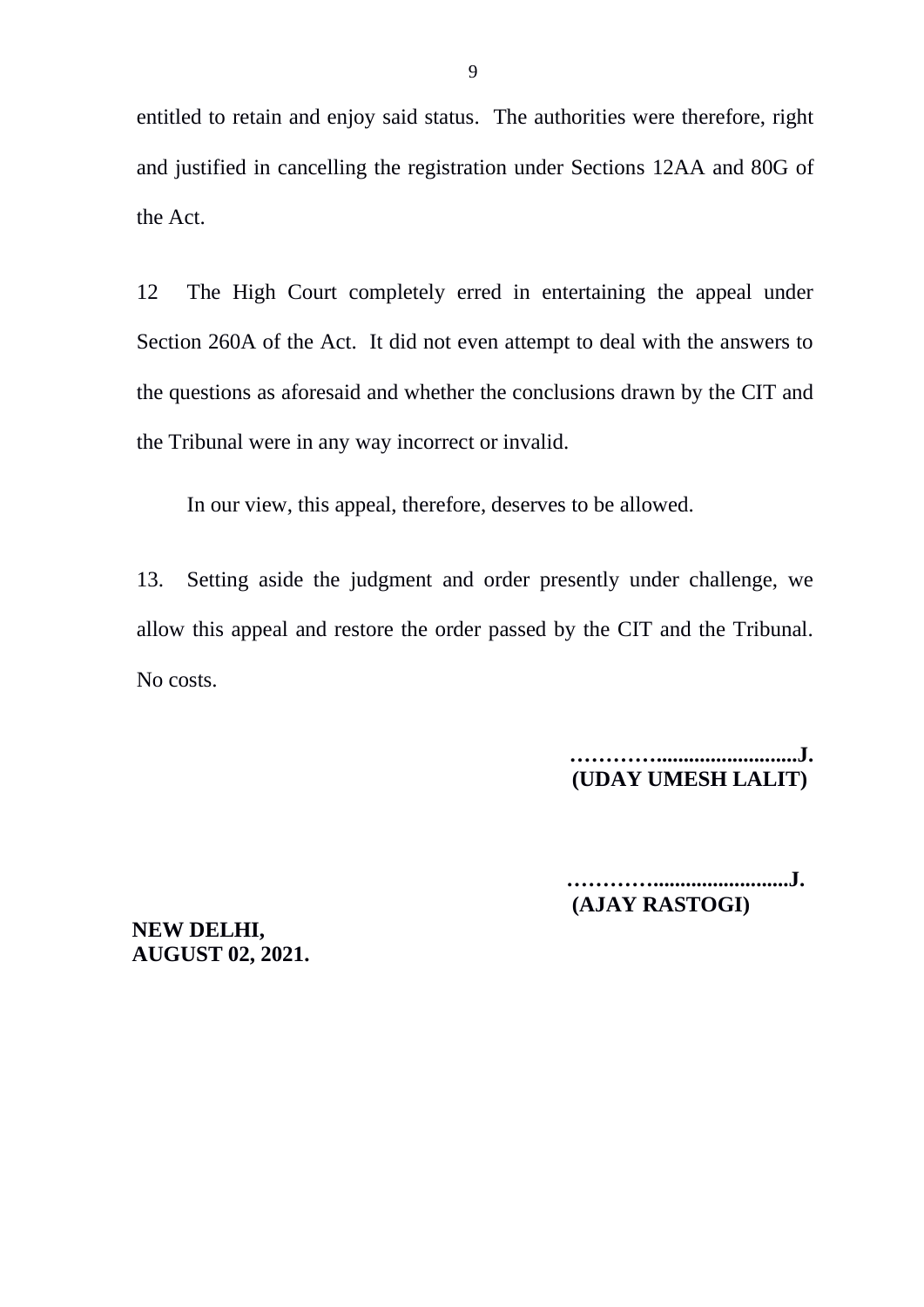entitled to retain and enjoy said status. The authorities were therefore, right and justified in cancelling the registration under Sections 12AA and 80G of the Act.

12 The High Court completely erred in entertaining the appeal under Section 260A of the Act. It did not even attempt to deal with the answers to the questions as aforesaid and whether the conclusions drawn by the CIT and the Tribunal were in any way incorrect or invalid.

In our view, this appeal, therefore, deserves to be allowed.

13. Setting aside the judgment and order presently under challenge, we allow this appeal and restore the order passed by the CIT and the Tribunal. No costs.

**…………..........................J.**
**(UDAY UMESH LALIT)**

**…………..........................J.**
**(AJAY RASTOGI)**

**NEW DELHI,**
**AUGUST 02, 2021.**